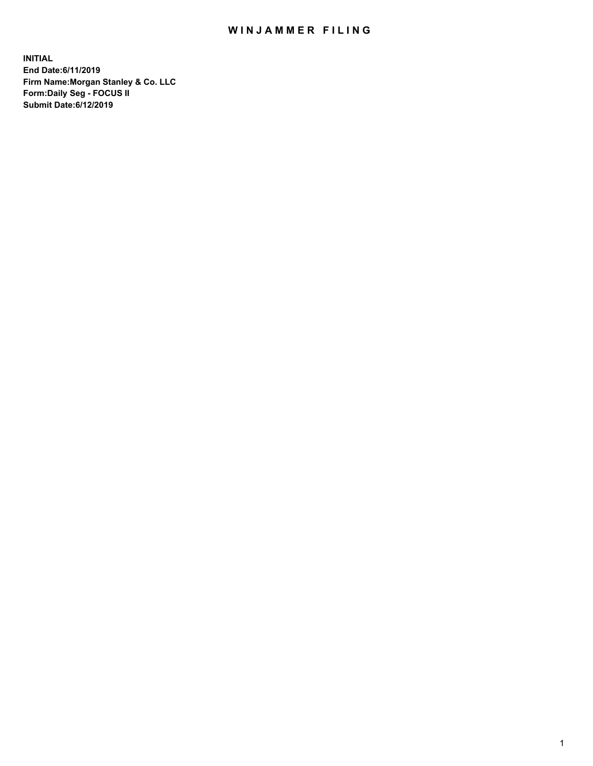# WINJAMMER FILING

**INITIAL**
**End Date:6/11/2019**
**Firm Name:Morgan Stanley & Co. LLC**
**Form:Daily Seg - FOCUS II**
**Submit Date:6/12/2019**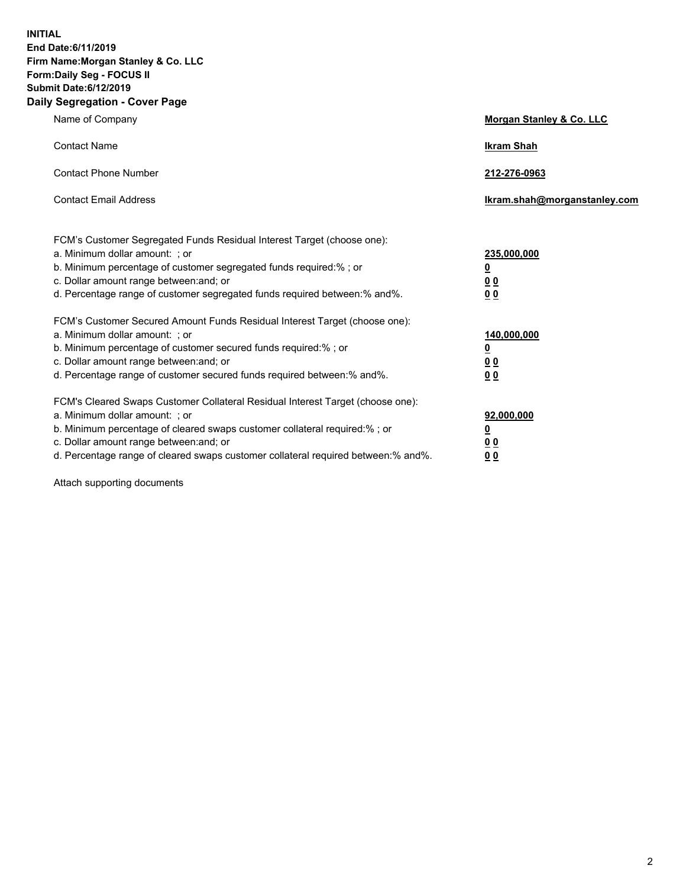**INITIAL**
**End Date:6/11/2019**
**Firm Name:Morgan Stanley & Co. LLC**
**Form:Daily Seg - FOCUS II**
**Submit Date:6/12/2019**
**Daily Segregation - Cover Page**

| | |
|---|---|
| Name of Company | **Morgan Stanley & Co. LLC** |
| Contact Name | **Ikram Shah** |
| Contact Phone Number | **212-276-0963** |
| Contact Email Address | **Ikram.shah@morganstanley.com** |

FCM's Customer Segregated Funds Residual Interest Target (choose one):

| | |
|---|---|
| a. Minimum dollar amount: ; or | **235,000,000** |
| b. Minimum percentage of customer segregated funds required:% ; or | **0** |
| c. Dollar amount range between:and; or | **0 0** |
| d. Percentage range of customer segregated funds required between:% and%. | **0 0** |

FCM's Customer Secured Amount Funds Residual Interest Target (choose one):

| | |
|---|---|
| a. Minimum dollar amount: ; or | **140,000,000** |
| b. Minimum percentage of customer secured funds required:% ; or | **0** |
| c. Dollar amount range between:and; or | **0 0** |
| d. Percentage range of customer secured funds required between:% and%. | **0 0** |

FCM's Cleared Swaps Customer Collateral Residual Interest Target (choose one):

| | |
|---|---|
| a. Minimum dollar amount: ; or | **92,000,000** |
| b. Minimum percentage of cleared swaps customer collateral required:% ; or | **0** |
| c. Dollar amount range between:and; or | **0 0** |
| d. Percentage range of cleared swaps customer collateral required between:% and%. | **0 0** |

Attach supporting documents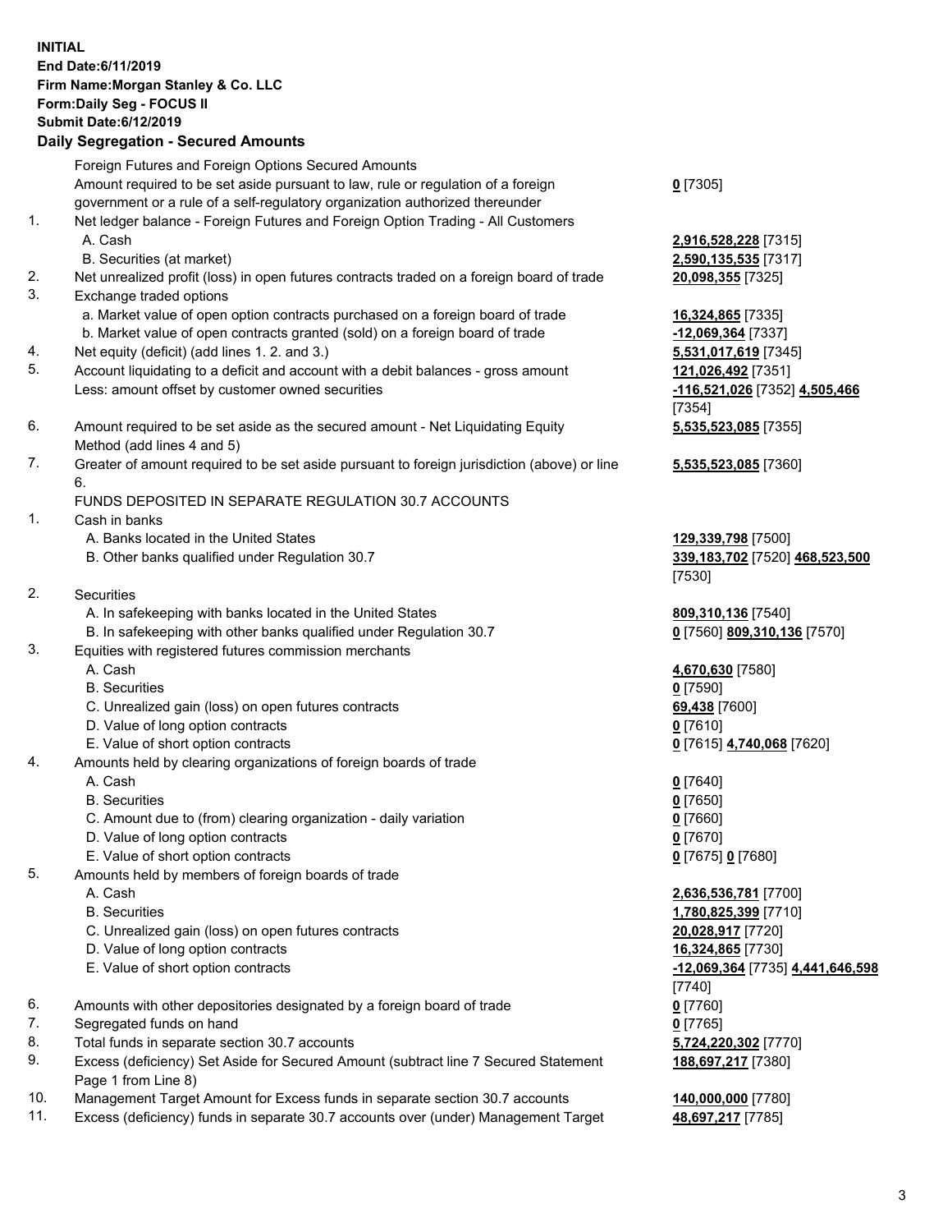**INITIAL**
**End Date:6/11/2019**
**Firm Name:Morgan Stanley & Co. LLC**
**Form:Daily Seg - FOCUS II**
**Submit Date:6/12/2019**

## Daily Segregation - Secured Amounts

| | | |
|---|---|---|
| | Foreign Futures and Foreign Options Secured Amounts | |
| | Amount required to be set aside pursuant to law, rule or regulation of a foreign government or a rule of a self-regulatory organization authorized thereunder | **0** [7305] |
| 1. | Net ledger balance - Foreign Futures and Foreign Option Trading - All Customers | |
| | A. Cash | **2,916,528,228** [7315] |
| | B. Securities (at market) | **2,590,135,535** [7317] |
| 2. | Net unrealized profit (loss) in open futures contracts traded on a foreign board of trade | **20,098,355** [7325] |
| 3. | Exchange traded options | |
| | a. Market value of open option contracts purchased on a foreign board of trade | **16,324,865** [7335] |
| | b. Market value of open contracts granted (sold) on a foreign board of trade | **-12,069,364** [7337] |
| 4. | Net equity (deficit) (add lines 1. 2. and 3.) | **5,531,017,619** [7345] |
| 5. | Account liquidating to a deficit and account with a debit balances - gross amount | **121,026,492** [7351] |
| | Less: amount offset by customer owned securities | **-116,521,026** [7352] **4,505,466** [7354] |
| 6. | Amount required to be set aside as the secured amount - Net Liquidating Equity Method (add lines 4 and 5) | **5,535,523,085** [7355] |
| 7. | Greater of amount required to be set aside pursuant to foreign jurisdiction (above) or line 6. | **5,535,523,085** [7360] |
| | FUNDS DEPOSITED IN SEPARATE REGULATION 30.7 ACCOUNTS | |
| 1. | Cash in banks | |
| | A. Banks located in the United States | **129,339,798** [7500] |
| | B. Other banks qualified under Regulation 30.7 | **339,183,702** [7520] **468,523,500** [7530] |
| 2. | Securities | |
| | A. In safekeeping with banks located in the United States | **809,310,136** [7540] |
| | B. In safekeeping with other banks qualified under Regulation 30.7 | **0** [7560] **809,310,136** [7570] |
| 3. | Equities with registered futures commission merchants | |
| | A. Cash | **4,670,630** [7580] |
| | B. Securities | **0** [7590] |
| | C. Unrealized gain (loss) on open futures contracts | **69,438** [7600] |
| | D. Value of long option contracts | **0** [7610] |
| | E. Value of short option contracts | **0** [7615] **4,740,068** [7620] |
| 4. | Amounts held by clearing organizations of foreign boards of trade | |
| | A. Cash | **0** [7640] |
| | B. Securities | **0** [7650] |
| | C. Amount due to (from) clearing organization - daily variation | **0** [7660] |
| | D. Value of long option contracts | **0** [7670] |
| | E. Value of short option contracts | **0** [7675] **0** [7680] |
| 5. | Amounts held by members of foreign boards of trade | |
| | A. Cash | **2,636,536,781** [7700] |
| | B. Securities | **1,780,825,399** [7710] |
| | C. Unrealized gain (loss) on open futures contracts | **20,028,917** [7720] |
| | D. Value of long option contracts | **16,324,865** [7730] |
| | E. Value of short option contracts | **-12,069,364** [7735] **4,441,646,598** [7740] |
| 6. | Amounts with other depositories designated by a foreign board of trade | **0** [7760] |
| 7. | Segregated funds on hand | **0** [7765] |
| 8. | Total funds in separate section 30.7 accounts | **5,724,220,302** [7770] |
| 9. | Excess (deficiency) Set Aside for Secured Amount (subtract line 7 Secured Statement Page 1 from Line 8) | **188,697,217** [7380] |
| 10. | Management Target Amount for Excess funds in separate section 30.7 accounts | **140,000,000** [7780] |
| 11. | Excess (deficiency) funds in separate 30.7 accounts over (under) Management Target | **48,697,217** [7785] |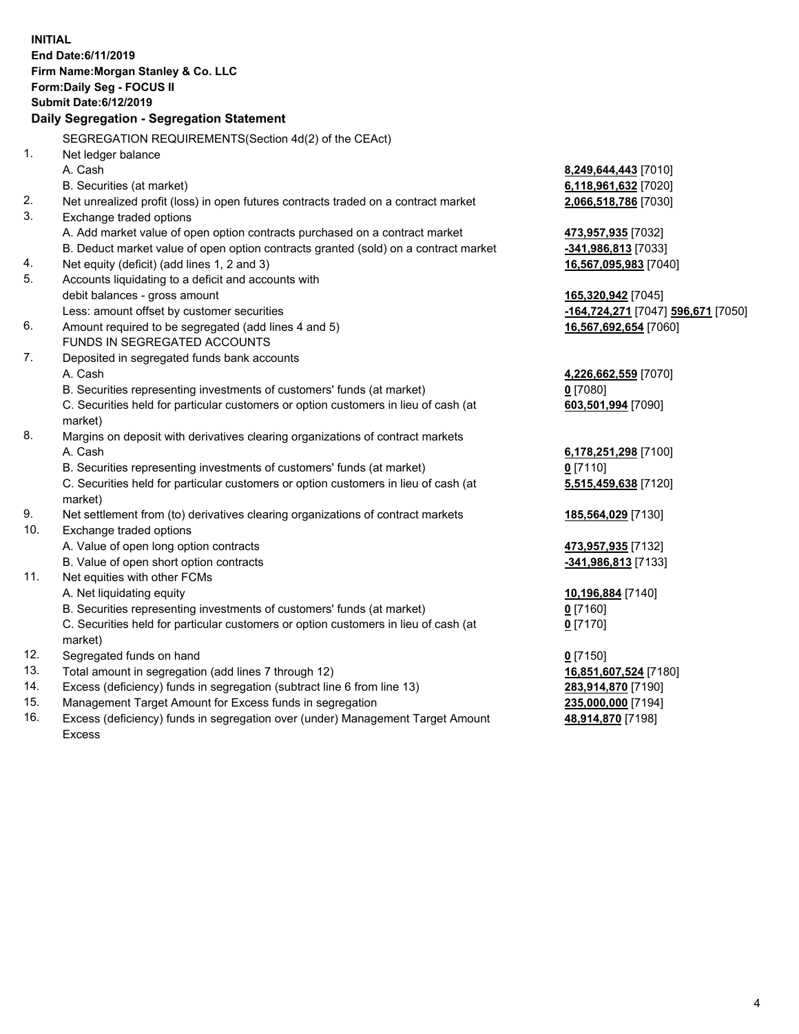**INITIAL**
**End Date:6/11/2019**
**Firm Name:Morgan Stanley & Co. LLC**
**Form:Daily Seg - FOCUS II**
**Submit Date:6/12/2019**

**Daily Segregation - Segregation Statement**

SEGREGATION REQUIREMENTS(Section 4d(2) of the CEAct)

| | | |
|---|---|---|
| 1. | Net ledger balance | |
| | A. Cash | **8,249,644,443** [7010] |
| | B. Securities (at market) | **6,118,961,632** [7020] |
| 2. | Net unrealized profit (loss) in open futures contracts traded on a contract market | **2,066,518,786** [7030] |
| 3. | Exchange traded options | |
| | A. Add market value of open option contracts purchased on a contract market | **473,957,935** [7032] |
| | B. Deduct market value of open option contracts granted (sold) on a contract market | **-341,986,813** [7033] |
| 4. | Net equity (deficit) (add lines 1, 2 and 3) | **16,567,095,983** [7040] |
| 5. | Accounts liquidating to a deficit and accounts with | |
| | debit balances - gross amount | **165,320,942** [7045] |
| | Less: amount offset by customer securities | **-164,724,271** [7047] **596,671** [7050] |
| 6. | Amount required to be segregated (add lines 4 and 5) | **16,567,692,654** [7060] |
| | FUNDS IN SEGREGATED ACCOUNTS | |
| 7. | Deposited in segregated funds bank accounts | |
| | A. Cash | **4,226,662,559** [7070] |
| | B. Securities representing investments of customers' funds (at market) | **0** [7080] |
| | C. Securities held for particular customers or option customers in lieu of cash (at market) | **603,501,994** [7090] |
| 8. | Margins on deposit with derivatives clearing organizations of contract markets | |
| | A. Cash | **6,178,251,298** [7100] |
| | B. Securities representing investments of customers' funds (at market) | **0** [7110] |
| | C. Securities held for particular customers or option customers in lieu of cash (at market) | **5,515,459,638** [7120] |
| 9. | Net settlement from (to) derivatives clearing organizations of contract markets | **185,564,029** [7130] |
| 10. | Exchange traded options | |
| | A. Value of open long option contracts | **473,957,935** [7132] |
| | B. Value of open short option contracts | **-341,986,813** [7133] |
| 11. | Net equities with other FCMs | |
| | A. Net liquidating equity | **10,196,884** [7140] |
| | B. Securities representing investments of customers' funds (at market) | **0** [7160] |
| | C. Securities held for particular customers or option customers in lieu of cash (at market) | **0** [7170] |
| 12. | Segregated funds on hand | **0** [7150] |
| 13. | Total amount in segregation (add lines 7 through 12) | **16,851,607,524** [7180] |
| 14. | Excess (deficiency) funds in segregation (subtract line 6 from line 13) | **283,914,870** [7190] |
| 15. | Management Target Amount for Excess funds in segregation | **235,000,000** [7194] |
| 16. | Excess (deficiency) funds in segregation over (under) Management Target Amount Excess | **48,914,870** [7198] |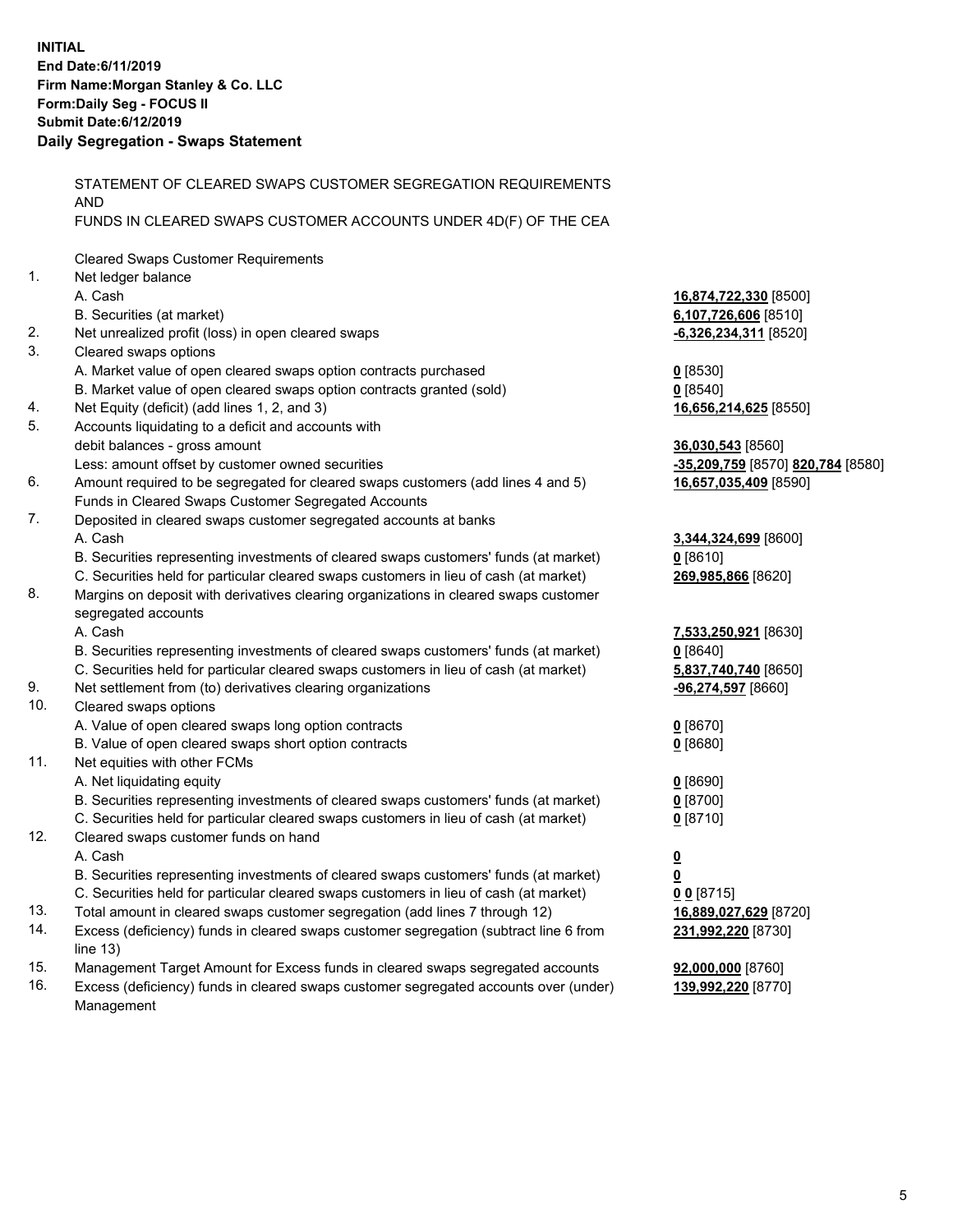**INITIAL**
**End Date:6/11/2019**
**Firm Name:Morgan Stanley & Co. LLC**
**Form:Daily Seg - FOCUS II**
**Submit Date:6/12/2019**
**Daily Segregation - Swaps Statement**

STATEMENT OF CLEARED SWAPS CUSTOMER SEGREGATION REQUIREMENTS AND FUNDS IN CLEARED SWAPS CUSTOMER ACCOUNTS UNDER 4D(F) OF THE CEA

| | | |
|---|---|---|
| | Cleared Swaps Customer Requirements | |
| 1. | Net ledger balance | |
| | A. Cash | **16,874,722,330** [8500] |
| | B. Securities (at market) | **6,107,726,606** [8510] |
| 2. | Net unrealized profit (loss) in open cleared swaps | **-6,326,234,311** [8520] |
| 3. | Cleared swaps options | |
| | A. Market value of open cleared swaps option contracts purchased | **0** [8530] |
| | B. Market value of open cleared swaps option contracts granted (sold) | **0** [8540] |
| 4. | Net Equity (deficit) (add lines 1, 2, and 3) | **16,656,214,625** [8550] |
| 5. | Accounts liquidating to a deficit and accounts with debit balances - gross amount | **36,030,543** [8560] |
| | Less: amount offset by customer owned securities | **-35,209,759** [8570] **820,784** [8580] |
| 6. | Amount required to be segregated for cleared swaps customers (add lines 4 and 5) | **16,657,035,409** [8590] |
| | Funds in Cleared Swaps Customer Segregated Accounts | |
| 7. | Deposited in cleared swaps customer segregated accounts at banks | |
| | A. Cash | **3,344,324,699** [8600] |
| | B. Securities representing investments of cleared swaps customers' funds (at market) | **0** [8610] |
| | C. Securities held for particular cleared swaps customers in lieu of cash (at market) | **269,985,866** [8620] |
| 8. | Margins on deposit with derivatives clearing organizations in cleared swaps customer segregated accounts | |
| | A. Cash | **7,533,250,921** [8630] |
| | B. Securities representing investments of cleared swaps customers' funds (at market) | **0** [8640] |
| | C. Securities held for particular cleared swaps customers in lieu of cash (at market) | **5,837,740,740** [8650] |
| 9. | Net settlement from (to) derivatives clearing organizations | **-96,274,597** [8660] |
| 10. | Cleared swaps options | |
| | A. Value of open cleared swaps long option contracts | **0** [8670] |
| | B. Value of open cleared swaps short option contracts | **0** [8680] |
| 11. | Net equities with other FCMs | |
| | A. Net liquidating equity | **0** [8690] |
| | B. Securities representing investments of cleared swaps customers' funds (at market) | **0** [8700] |
| | C. Securities held for particular cleared swaps customers in lieu of cash (at market) | **0** [8710] |
| 12. | Cleared swaps customer funds on hand | |
| | A. Cash | **0** |
| | B. Securities representing investments of cleared swaps customers' funds (at market) | **0** |
| | C. Securities held for particular cleared swaps customers in lieu of cash (at market) | **0** **0** [8715] |
| 13. | Total amount in cleared swaps customer segregation (add lines 7 through 12) | **16,889,027,629** [8720] |
| 14. | Excess (deficiency) funds in cleared swaps customer segregation (subtract line 6 from line 13) | **231,992,220** [8730] |
| 15. | Management Target Amount for Excess funds in cleared swaps segregated accounts | **92,000,000** [8760] |
| 16. | Excess (deficiency) funds in cleared swaps customer segregated accounts over (under) Management | **139,992,220** [8770] |